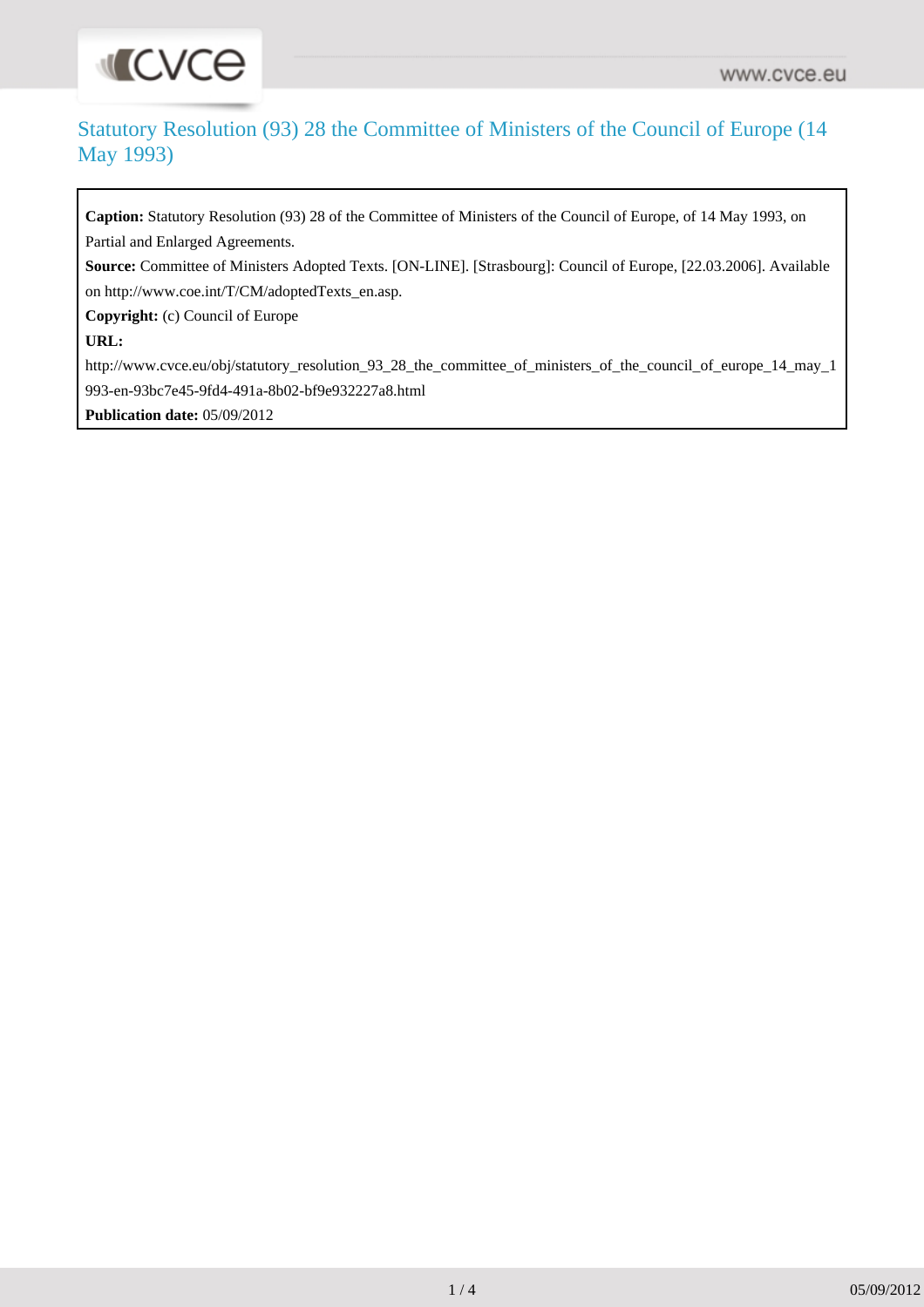# Statutory Resolution (93) 28 the Committee of Ministers of the Council of Europe (14 May 1993)

**Caption:** Statutory Resolution (93) 28 of the Committee of Ministers of the Council of Europe, of 14 May 1993, on Partial and Enlarged Agreements.

**Source:** Committee of Ministers Adopted Texts. [ON-LINE]. [Strasbourg]: Council of Europe, [22.03.2006]. Available on http://www.coe.int/T/CM/adoptedTexts_en.asp.

**Copyright:** (c) Council of Europe

**URL:**

http://www.cvce.eu/obj/statutory_resolution_93_28_the_committee_of_ministers_of_the_council_of_europe_14_may_1993-en-93bc7e45-9fd4-491a-8b02-bf9e932227a8.html

**Publication date:** 05/09/2012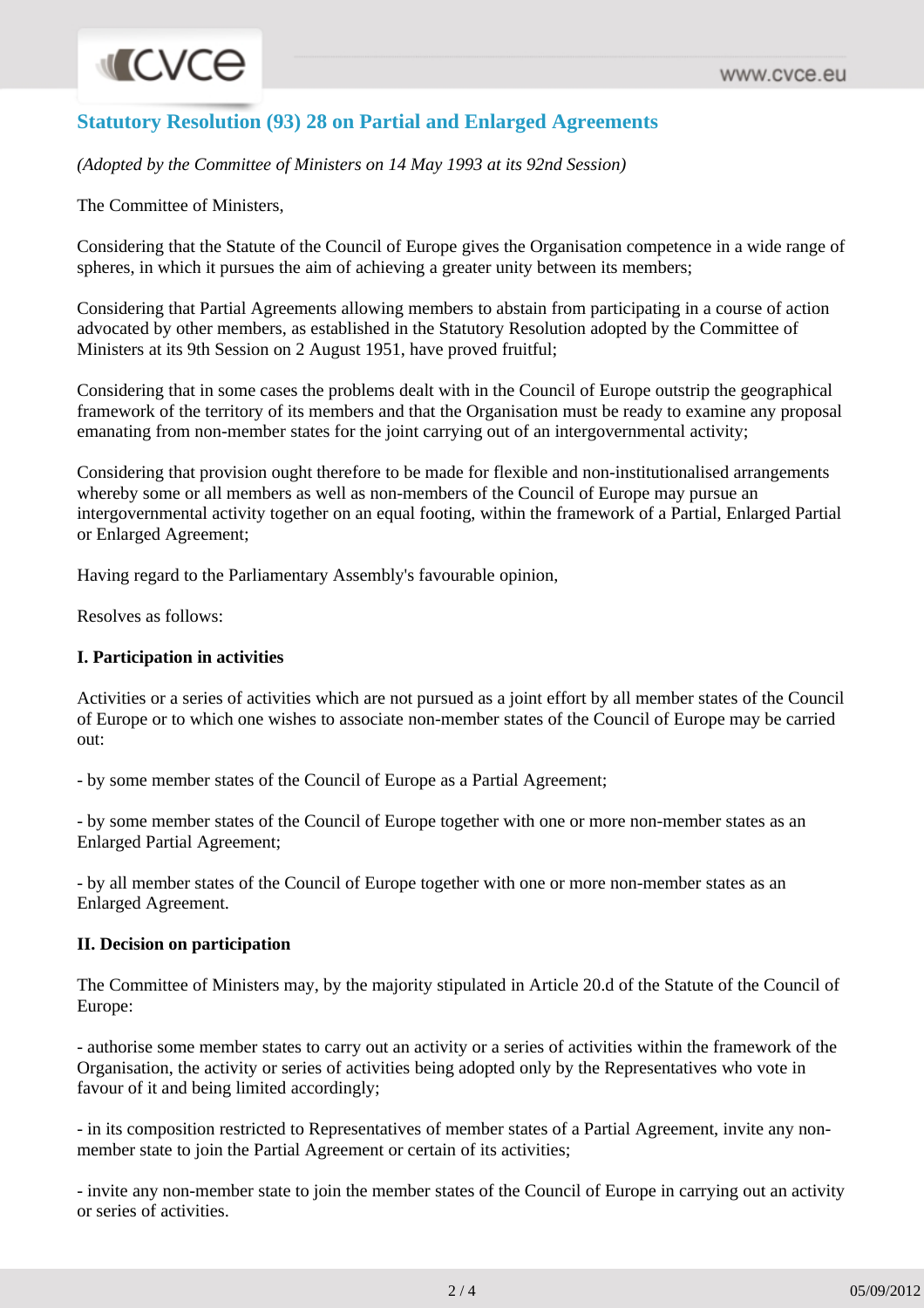## Statutory Resolution (93) 28 on Partial and Enlarged Agreements

*(Adopted by the Committee of Ministers on 14 May 1993 at its 92nd Session)*

The Committee of Ministers,

Considering that the Statute of the Council of Europe gives the Organisation competence in a wide range of spheres, in which it pursues the aim of achieving a greater unity between its members;

Considering that Partial Agreements allowing members to abstain from participating in a course of action advocated by other members, as established in the Statutory Resolution adopted by the Committee of Ministers at its 9th Session on 2 August 1951, have proved fruitful;

Considering that in some cases the problems dealt with in the Council of Europe outstrip the geographical framework of the territory of its members and that the Organisation must be ready to examine any proposal emanating from non-member states for the joint carrying out of an intergovernmental activity;

Considering that provision ought therefore to be made for flexible and non-institutionalised arrangements whereby some or all members as well as non-members of the Council of Europe may pursue an intergovernmental activity together on an equal footing, within the framework of a Partial, Enlarged Partial or Enlarged Agreement;

Having regard to the Parliamentary Assembly's favourable opinion,

Resolves as follows:

**I. Participation in activities**

Activities or a series of activities which are not pursued as a joint effort by all member states of the Council of Europe or to which one wishes to associate non-member states of the Council of Europe may be carried out:

- by some member states of the Council of Europe as a Partial Agreement;

- by some member states of the Council of Europe together with one or more non-member states as an Enlarged Partial Agreement;

- by all member states of the Council of Europe together with one or more non-member states as an Enlarged Agreement.

**II. Decision on participation**

The Committee of Ministers may, by the majority stipulated in Article 20.d of the Statute of the Council of Europe:

- authorise some member states to carry out an activity or a series of activities within the framework of the Organisation, the activity or series of activities being adopted only by the Representatives who vote in favour of it and being limited accordingly;

- in its composition restricted to Representatives of member states of a Partial Agreement, invite any non-member state to join the Partial Agreement or certain of its activities;

- invite any non-member state to join the member states of the Council of Europe in carrying out an activity or series of activities.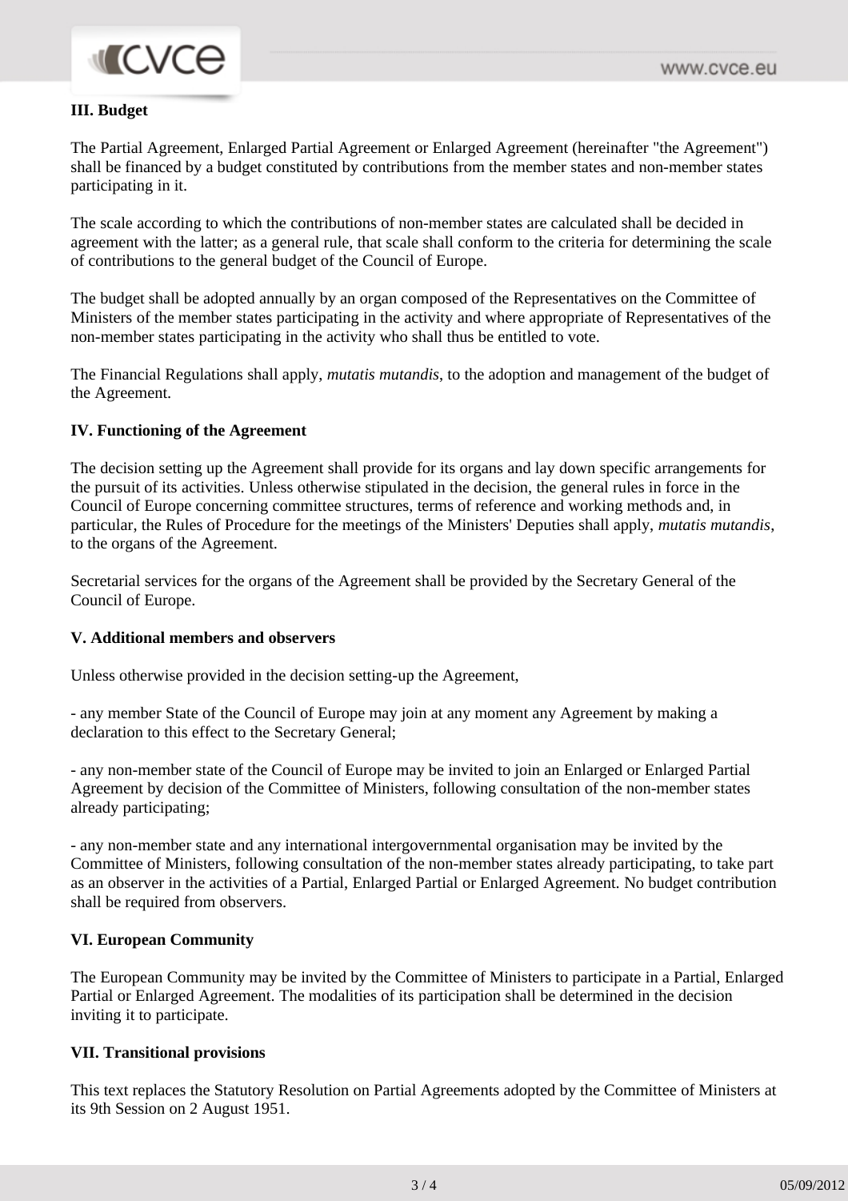**III. Budget**

The Partial Agreement, Enlarged Partial Agreement or Enlarged Agreement (hereinafter "the Agreement") shall be financed by a budget constituted by contributions from the member states and non-member states participating in it.

The scale according to which the contributions of non-member states are calculated shall be decided in agreement with the latter; as a general rule, that scale shall conform to the criteria for determining the scale of contributions to the general budget of the Council of Europe.

The budget shall be adopted annually by an organ composed of the Representatives on the Committee of Ministers of the member states participating in the activity and where appropriate of Representatives of the non-member states participating in the activity who shall thus be entitled to vote.

The Financial Regulations shall apply, *mutatis mutandis*, to the adoption and management of the budget of the Agreement.

**IV. Functioning of the Agreement**

The decision setting up the Agreement shall provide for its organs and lay down specific arrangements for the pursuit of its activities. Unless otherwise stipulated in the decision, the general rules in force in the Council of Europe concerning committee structures, terms of reference and working methods and, in particular, the Rules of Procedure for the meetings of the Ministers' Deputies shall apply, *mutatis mutandis*, to the organs of the Agreement.

Secretarial services for the organs of the Agreement shall be provided by the Secretary General of the Council of Europe.

**V. Additional members and observers**

Unless otherwise provided in the decision setting-up the Agreement,

- any member State of the Council of Europe may join at any moment any Agreement by making a declaration to this effect to the Secretary General;

- any non-member state of the Council of Europe may be invited to join an Enlarged or Enlarged Partial Agreement by decision of the Committee of Ministers, following consultation of the non-member states already participating;

- any non-member state and any international intergovernmental organisation may be invited by the Committee of Ministers, following consultation of the non-member states already participating, to take part as an observer in the activities of a Partial, Enlarged Partial or Enlarged Agreement. No budget contribution shall be required from observers.

**VI. European Community**

The European Community may be invited by the Committee of Ministers to participate in a Partial, Enlarged Partial or Enlarged Agreement. The modalities of its participation shall be determined in the decision inviting it to participate.

**VII. Transitional provisions**

This text replaces the Statutory Resolution on Partial Agreements adopted by the Committee of Ministers at its 9th Session on 2 August 1951.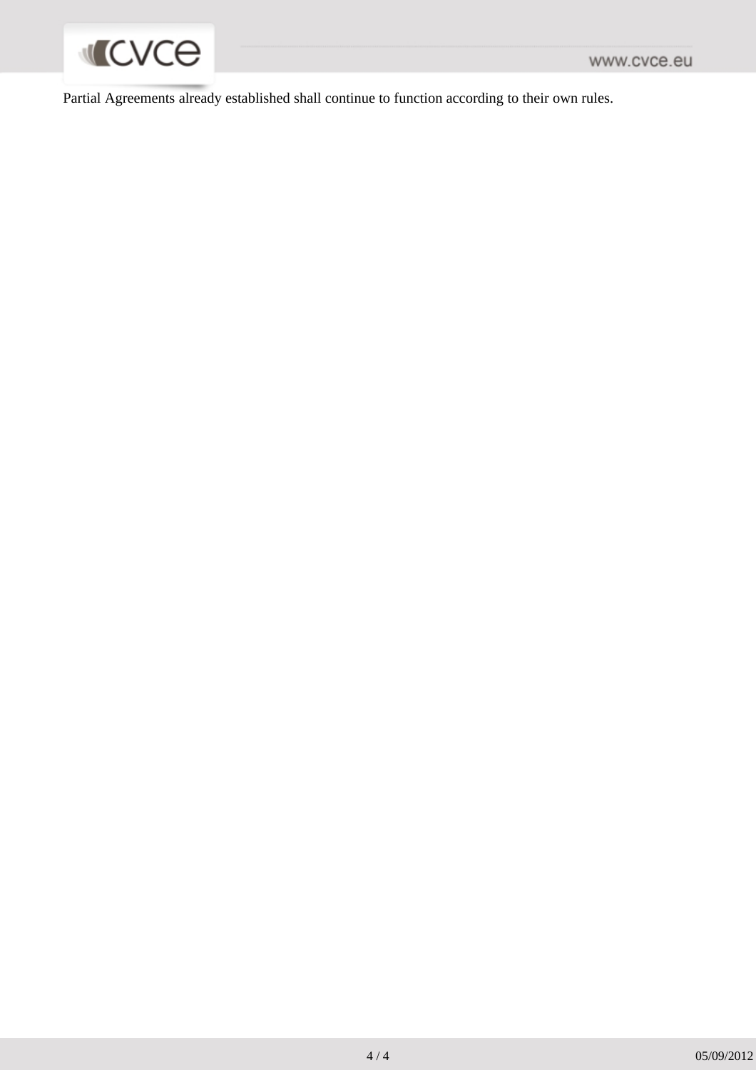Partial Agreements already established shall continue to function according to their own rules.